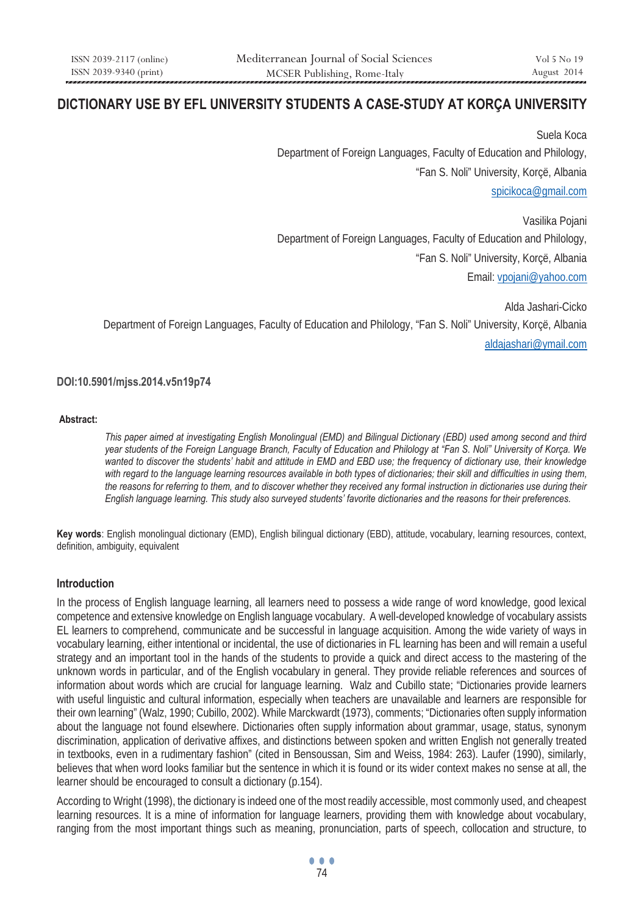# DICTIONARY USE BY EFL UNIVERSITY STUDENTS A CASE-STUDY AT KORÇA UNIVERSITY

Suela Koca

Department of Foreign Languages, Faculty of Education and Philology,

"Fan S. Noli" University, Korçë, Albania

spicikoca@gmail.com

Vasilika Pojani

Department of Foreign Languages, Faculty of Education and Philology,

"Fan S. Noli" University, Korçë, Albania

Email: vpojani@yahoo.com

Alda Jashari-Cicko

Department of Foreign Languages, Faculty of Education and Philology, "Fan S. Noli" University, Korçë, Albania

aldajashari@ymail.com

**DOI:10.5901/mjss.2014.v5n19p74**

**Abstract:**

*This paper aimed at investigating English Monolingual (EMD) and Bilingual Dictionary (EBD) used among second and third year students of the Foreign Language Branch, Faculty of Education and Philology at "Fan S. Noli" University of Korça. We wanted to discover the students' habit and attitude in EMD and EBD use; the frequency of dictionary use, their knowledge with regard to the language learning resources available in both types of dictionaries; their skill and difficulties in using them, the reasons for referring to them, and to discover whether they received any formal instruction in dictionaries use during their English language learning. This study also surveyed students' favorite dictionaries and the reasons for their preferences.*

**Key words**: English monolingual dictionary (EMD), English bilingual dictionary (EBD), attitude, vocabulary, learning resources, context, definition, ambiguity, equivalent

## Introduction

In the process of English language learning, all learners need to possess a wide range of word knowledge, good lexical competence and extensive knowledge on English language vocabulary. A well-developed knowledge of vocabulary assists EL learners to comprehend, communicate and be successful in language acquisition. Among the wide variety of ways in vocabulary learning, either intentional or incidental, the use of dictionaries in FL learning has been and will remain a useful strategy and an important tool in the hands of the students to provide a quick and direct access to the mastering of the unknown words in particular, and of the English vocabulary in general. They provide reliable references and sources of information about words which are crucial for language learning. Walz and Cubillo state; "Dictionaries provide learners with useful linguistic and cultural information, especially when teachers are unavailable and learners are responsible for their own learning" (Walz, 1990; Cubillo, 2002). While Marckwardt (1973), comments; "Dictionaries often supply information about the language not found elsewhere. Dictionaries often supply information about grammar, usage, status, synonym discrimination, application of derivative affixes, and distinctions between spoken and written English not generally treated in textbooks, even in a rudimentary fashion" (cited in Bensoussan, Sim and Weiss, 1984: 263). Laufer (1990), similarly, believes that when word looks familiar but the sentence in which it is found or its wider context makes no sense at all, the learner should be encouraged to consult a dictionary (p.154).

According to Wright (1998), the dictionary is indeed one of the most readily accessible, most commonly used, and cheapest learning resources. It is a mine of information for language learners, providing them with knowledge about vocabulary, ranging from the most important things such as meaning, pronunciation, parts of speech, collocation and structure, to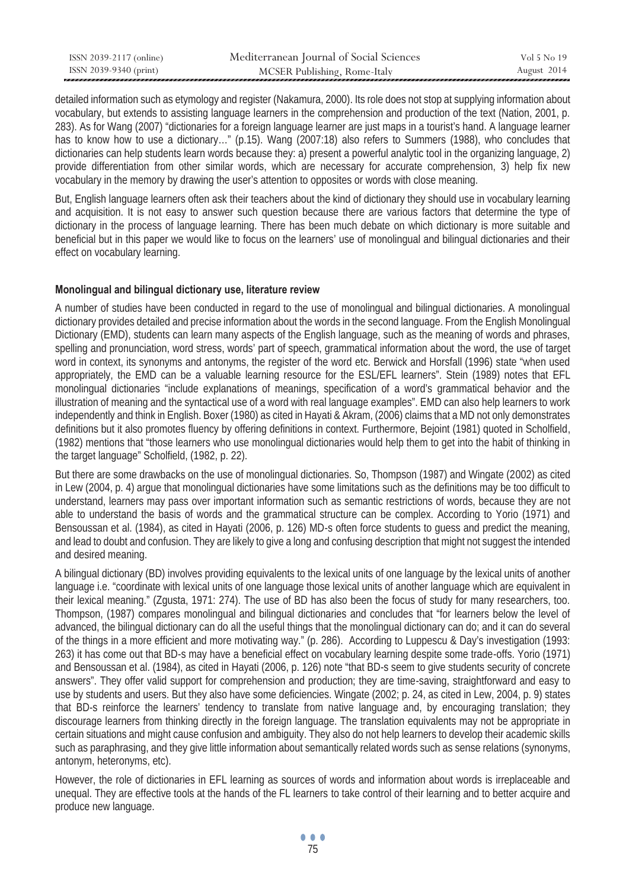detailed information such as etymology and register (Nakamura, 2000). Its role does not stop at supplying information about vocabulary, but extends to assisting language learners in the comprehension and production of the text (Nation, 2001, p. 283). As for Wang (2007) "dictionaries for a foreign language learner are just maps in a tourist's hand. A language learner has to know how to use a dictionary…" (p.15). Wang (2007:18) also refers to Summers (1988), who concludes that dictionaries can help students learn words because they: a) present a powerful analytic tool in the organizing language, 2) provide differentiation from other similar words, which are necessary for accurate comprehension, 3) help fix new vocabulary in the memory by drawing the user's attention to opposites or words with close meaning.

But, English language learners often ask their teachers about the kind of dictionary they should use in vocabulary learning and acquisition. It is not easy to answer such question because there are various factors that determine the type of dictionary in the process of language learning. There has been much debate on which dictionary is more suitable and beneficial but in this paper we would like to focus on the learners' use of monolingual and bilingual dictionaries and their effect on vocabulary learning.

**Monolingual and bilingual dictionary use, literature review**

A number of studies have been conducted in regard to the use of monolingual and bilingual dictionaries. A monolingual dictionary provides detailed and precise information about the words in the second language. From the English Monolingual Dictionary (EMD), students can learn many aspects of the English language, such as the meaning of words and phrases, spelling and pronunciation, word stress, words' part of speech, grammatical information about the word, the use of target word in context, its synonyms and antonyms, the register of the word etc. Berwick and Horsfall (1996) state "when used appropriately, the EMD can be a valuable learning resource for the ESL/EFL learners". Stein (1989) notes that EFL monolingual dictionaries "include explanations of meanings, specification of a word's grammatical behavior and the illustration of meaning and the syntactical use of a word with real language examples". EMD can also help learners to work independently and think in English. Boxer (1980) as cited in Hayati & Akram, (2006) claims that a MD not only demonstrates definitions but it also promotes fluency by offering definitions in context. Furthermore, Bejoint (1981) quoted in Scholfield, (1982) mentions that "those learners who use monolingual dictionaries would help them to get into the habit of thinking in the target language" Scholfield, (1982, p. 22).

But there are some drawbacks on the use of monolingual dictionaries. So, Thompson (1987) and Wingate (2002) as cited in Lew (2004, p. 4) argue that monolingual dictionaries have some limitations such as the definitions may be too difficult to understand, learners may pass over important information such as semantic restrictions of words, because they are not able to understand the basis of words and the grammatical structure can be complex. According to Yorio (1971) and Bensoussan et al. (1984), as cited in Hayati (2006, p. 126) MD-s often force students to guess and predict the meaning, and lead to doubt and confusion. They are likely to give a long and confusing description that might not suggest the intended and desired meaning.

A bilingual dictionary (BD) involves providing equivalents to the lexical units of one language by the lexical units of another language i.e. "coordinate with lexical units of one language those lexical units of another language which are equivalent in their lexical meaning." (Zgusta, 1971: 274). The use of BD has also been the focus of study for many researchers, too. Thompson, (1987) compares monolingual and bilingual dictionaries and concludes that "for learners below the level of advanced, the bilingual dictionary can do all the useful things that the monolingual dictionary can do; and it can do several of the things in a more efficient and more motivating way." (p. 286). According to Luppescu & Day's investigation (1993: 263) it has come out that BD-s may have a beneficial effect on vocabulary learning despite some trade-offs. Yorio (1971) and Bensoussan et al. (1984), as cited in Hayati (2006, p. 126) note "that BD-s seem to give students security of concrete answers". They offer valid support for comprehension and production; they are time-saving, straightforward and easy to use by students and users. But they also have some deficiencies. Wingate (2002; p. 24, as cited in Lew, 2004, p. 9) states that BD-s reinforce the learners' tendency to translate from native language and, by encouraging translation; they discourage learners from thinking directly in the foreign language. The translation equivalents may not be appropriate in certain situations and might cause confusion and ambiguity. They also do not help learners to develop their academic skills such as paraphrasing, and they give little information about semantically related words such as sense relations (synonyms, antonym, heteronyms, etc).

However, the role of dictionaries in EFL learning as sources of words and information about words is irreplaceable and unequal. They are effective tools at the hands of the FL learners to take control of their learning and to better acquire and produce new language.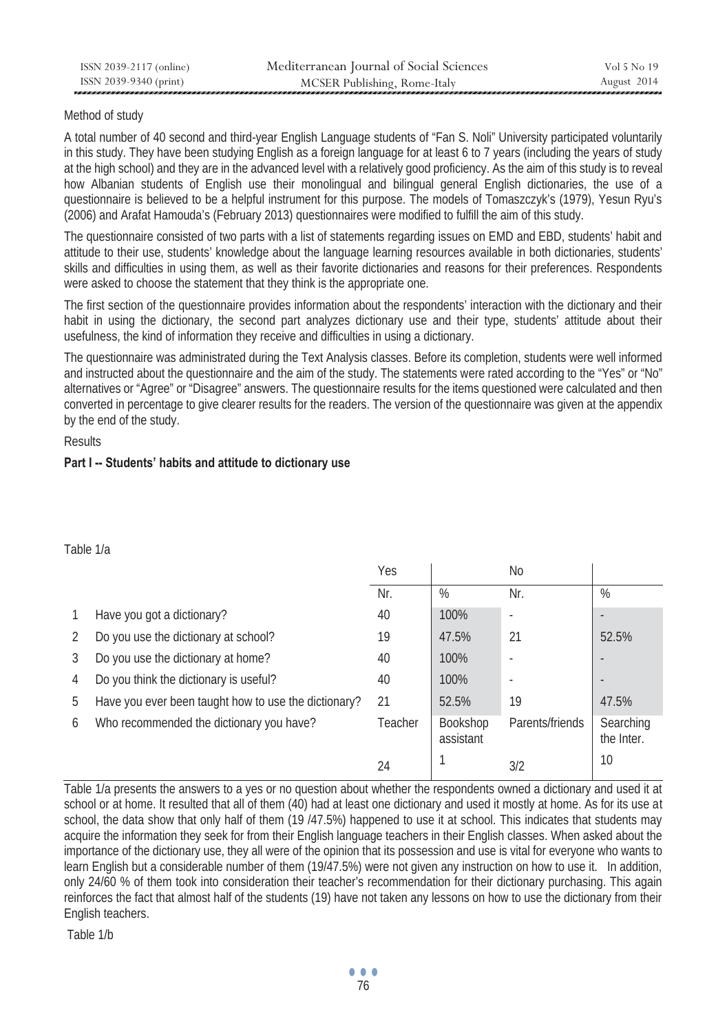Method of study

A total number of 40 second and third-year English Language students of "Fan S. Noli" University participated voluntarily in this study. They have been studying English as a foreign language for at least 6 to 7 years (including the years of study at the high school) and they are in the advanced level with a relatively good proficiency. As the aim of this study is to reveal how Albanian students of English use their monolingual and bilingual general English dictionaries, the use of a questionnaire is believed to be a helpful instrument for this purpose. The models of Tomaszczyk's (1979), Yesun Ryu's (2006) and Arafat Hamouda's (February 2013) questionnaires were modified to fulfill the aim of this study.

The questionnaire consisted of two parts with a list of statements regarding issues on EMD and EBD, students' habit and attitude to their use, students' knowledge about the language learning resources available in both dictionaries, students' skills and difficulties in using them, as well as their favorite dictionaries and reasons for their preferences. Respondents were asked to choose the statement that they think is the appropriate one.

The first section of the questionnaire provides information about the respondents' interaction with the dictionary and their habit in using the dictionary, the second part analyzes dictionary use and their type, students' attitude about their usefulness, the kind of information they receive and difficulties in using a dictionary.

The questionnaire was administrated during the Text Analysis classes. Before its completion, students were well informed and instructed about the questionnaire and the aim of the study. The statements were rated according to the "Yes" or "No" alternatives or "Agree" or "Disagree" answers. The questionnaire results for the items questioned were calculated and then converted in percentage to give clearer results for the readers. The version of the questionnaire was given at the appendix by the end of the study.

Results

**Part I -- Students' habits and attitude to dictionary use**

Table 1/a

| | | Yes | | No | |
|---|---|---|---|---|---|
| | | Nr. | % | Nr. | % |
| 1 | Have you got a dictionary? | 40 | 100% | - | - |
| 2 | Do you use the dictionary at school? | 19 | 47.5% | 21 | 52.5% |
| 3 | Do you use the dictionary at home? | 40 | 100% | - | - |
| 4 | Do you think the dictionary is useful? | 40 | 100% | - | - |
| 5 | Have you ever been taught how to use the dictionary? | 21 | 52.5% | 19 | 47.5% |
| 6 | Who recommended the dictionary you have? | Teacher | Bookshop assistant | Parents/friends | Searching the Inter. |
| | | 24 | 1 | 3/2 | 10 |

Table 1/a presents the answers to a yes or no question about whether the respondents owned a dictionary and used it at school or at home. It resulted that all of them (40) had at least one dictionary and used it mostly at home. As for its use at school, the data show that only half of them (19 /47.5%) happened to use it at school. This indicates that students may acquire the information they seek for from their English language teachers in their English classes. When asked about the importance of the dictionary use, they all were of the opinion that its possession and use is vital for everyone who wants to learn English but a considerable number of them (19/47.5%) were not given any instruction on how to use it. In addition, only 24/60 % of them took into consideration their teacher's recommendation for their dictionary purchasing. This again reinforces the fact that almost half of the students (19) have not taken any lessons on how to use the dictionary from their English teachers.

Table 1/b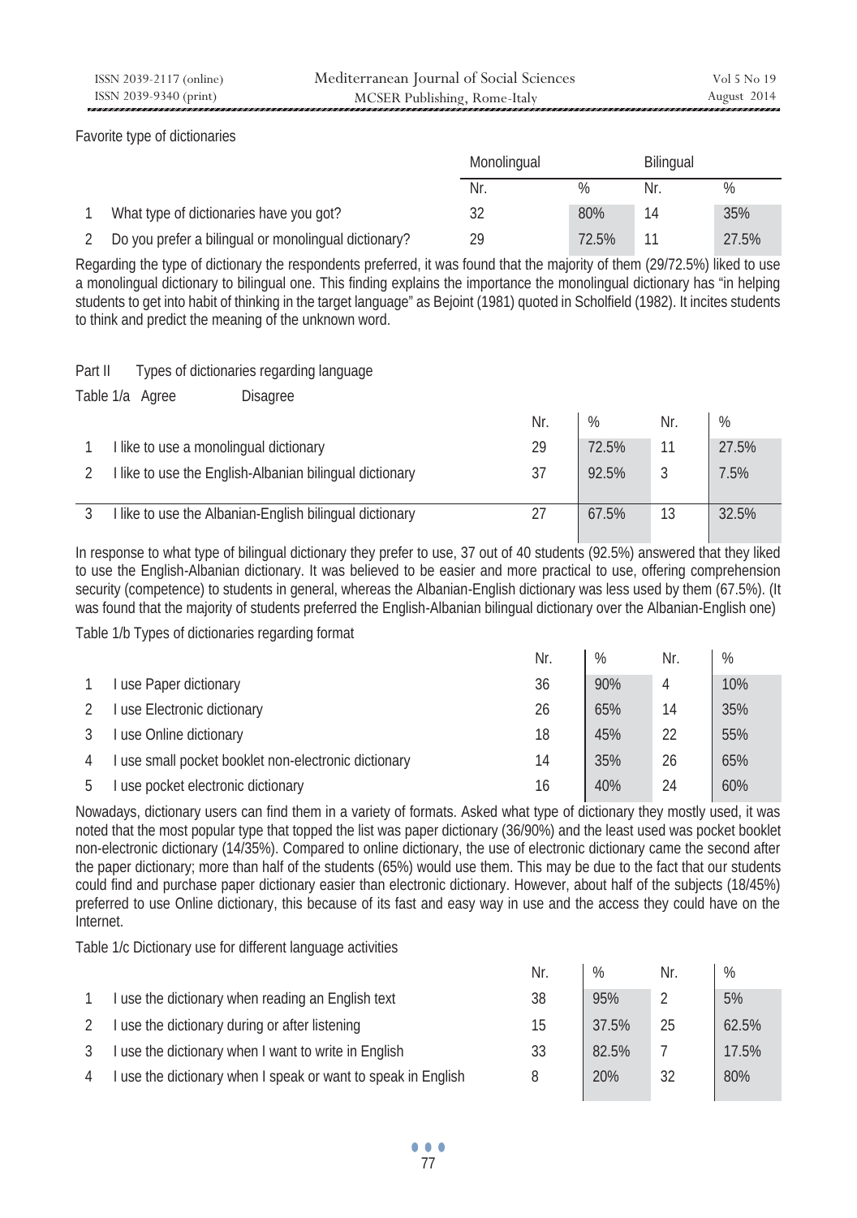Favorite type of dictionaries

| | | Monolingual | | Bilingual | |
|---|---|---|---|---|---|
| | | Nr. | % | Nr. | % |
| 1 | What type of dictionaries have you got? | 32 | 80% | 14 | 35% |
| 2 | Do you prefer a bilingual or monolingual dictionary? | 29 | 72.5% | 11 | 27.5% |

Regarding the type of dictionary the respondents preferred, it was found that the majority of them (29/72.5%) liked to use a monolingual dictionary to bilingual one. This finding explains the importance the monolingual dictionary has "in helping students to get into habit of thinking in the target language" as Bejoint (1981) quoted in Scholfield (1982). It incites students to think and predict the meaning of the unknown word.

Part II Types of dictionaries regarding language

Table 1/a Agree Disagree

| | | Nr. | % | Nr. | % |
|---|---|---|---|---|---|
| 1 | I like to use a monolingual dictionary | 29 | 72.5% | 11 | 27.5% |
| 2 | I like to use the English-Albanian bilingual dictionary | 37 | 92.5% | 3 | 7.5% |
| 3 | I like to use the Albanian-English bilingual dictionary | 27 | 67.5% | 13 | 32.5% |

In response to what type of bilingual dictionary they prefer to use, 37 out of 40 students (92.5%) answered that they liked to use the English-Albanian dictionary. It was believed to be easier and more practical to use, offering comprehension security (competence) to students in general, whereas the Albanian-English dictionary was less used by them (67.5%). (It was found that the majority of students preferred the English-Albanian bilingual dictionary over the Albanian-English one)

Table 1/b Types of dictionaries regarding format

| | | Nr. | % | Nr. | % |
|---|---|---|---|---|---|
| 1 | I use Paper dictionary | 36 | 90% | 4 | 10% |
| 2 | I use Electronic dictionary | 26 | 65% | 14 | 35% |
| 3 | I use Online dictionary | 18 | 45% | 22 | 55% |
| 4 | I use small pocket booklet non-electronic dictionary | 14 | 35% | 26 | 65% |
| 5 | I use pocket electronic dictionary | 16 | 40% | 24 | 60% |

Nowadays, dictionary users can find them in a variety of formats. Asked what type of dictionary they mostly used, it was noted that the most popular type that topped the list was paper dictionary (36/90%) and the least used was pocket booklet non-electronic dictionary (14/35%). Compared to online dictionary, the use of electronic dictionary came the second after the paper dictionary; more than half of the students (65%) would use them. This may be due to the fact that our students could find and purchase paper dictionary easier than electronic dictionary. However, about half of the subjects (18/45%) preferred to use Online dictionary, this because of its fast and easy way in use and the access they could have on the Internet.

Table 1/c Dictionary use for different language activities

| | | Nr. | % | Nr. | % |
|---|---|---|---|---|---|
| 1 | I use the dictionary when reading an English text | 38 | 95% | 2 | 5% |
| 2 | I use the dictionary during or after listening | 15 | 37.5% | 25 | 62.5% |
| 3 | I use the dictionary when I want to write in English | 33 | 82.5% | 7 | 17.5% |
| 4 | I use the dictionary when I speak or want to speak in English | 8 | 20% | 32 | 80% |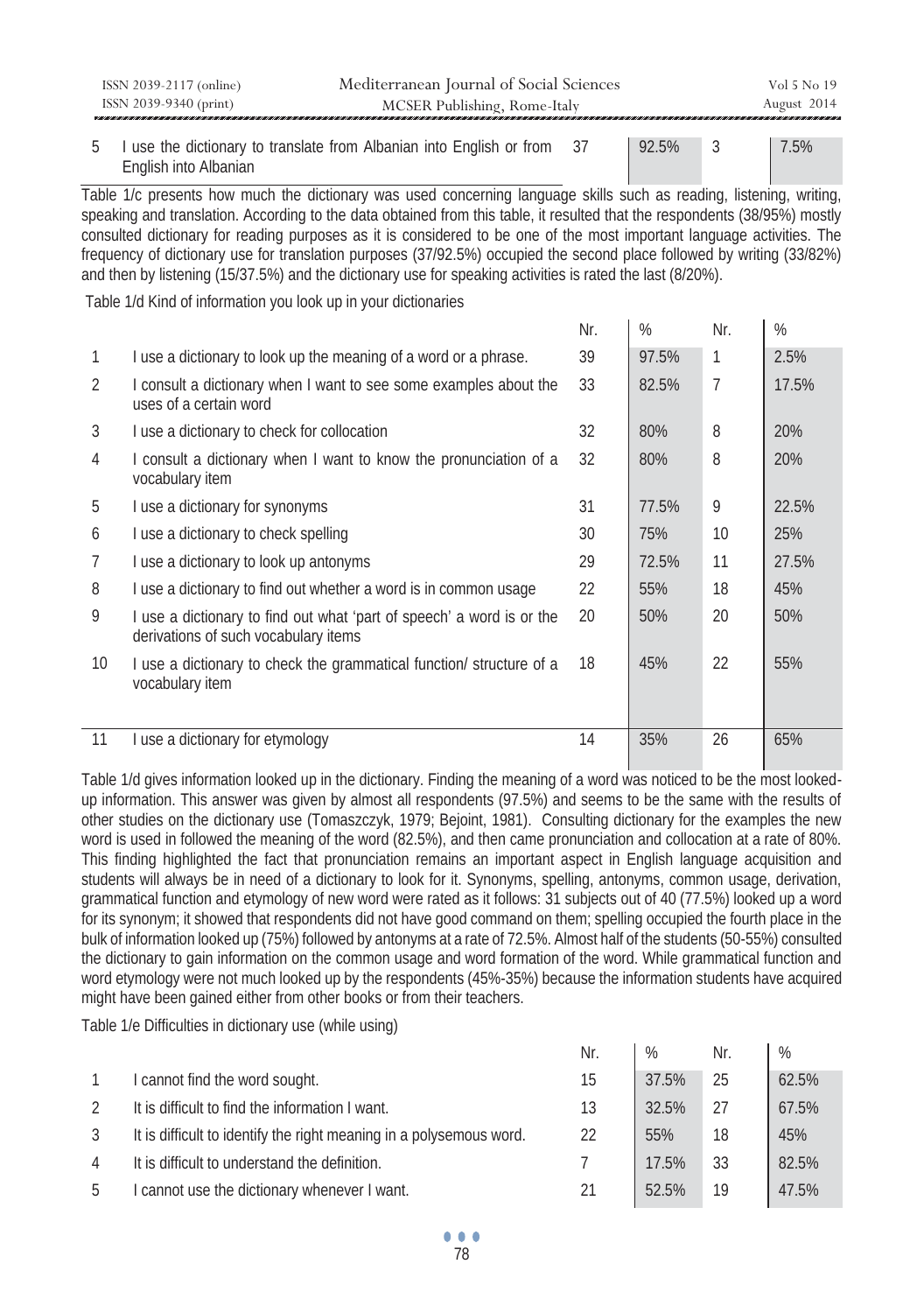| | | | | | |
|---|---|---|---|---|---|
| 5 | I use the dictionary to translate from Albanian into English or from English into Albanian | 37 | 92.5% | 3 | 7.5% |

Table 1/c presents how much the dictionary was used concerning language skills such as reading, listening, writing, speaking and translation. According to the data obtained from this table, it resulted that the respondents (38/95%) mostly consulted dictionary for reading purposes as it is considered to be one of the most important language activities. The frequency of dictionary use for translation purposes (37/92.5%) occupied the second place followed by writing (33/82%) and then by listening (15/37.5%) and the dictionary use for speaking activities is rated the last (8/20%).

Table 1/d Kind of information you look up in your dictionaries

| | | Nr. | % | Nr. | % |
|---|---|---|---|---|---|
| 1 | I use a dictionary to look up the meaning of a word or a phrase. | 39 | 97.5% | 1 | 2.5% |
| 2 | I consult a dictionary when I want to see some examples about the uses of a certain word | 33 | 82.5% | 7 | 17.5% |
| 3 | I use a dictionary to check for collocation | 32 | 80% | 8 | 20% |
| 4 | I consult a dictionary when I want to know the pronunciation of a vocabulary item | 32 | 80% | 8 | 20% |
| 5 | I use a dictionary for synonyms | 31 | 77.5% | 9 | 22.5% |
| 6 | I use a dictionary to check spelling | 30 | 75% | 10 | 25% |
| 7 | I use a dictionary to look up antonyms | 29 | 72.5% | 11 | 27.5% |
| 8 | I use a dictionary to find out whether a word is in common usage | 22 | 55% | 18 | 45% |
| 9 | I use a dictionary to find out what 'part of speech' a word is or the derivations of such vocabulary items | 20 | 50% | 20 | 50% |
| 10 | I use a dictionary to check the grammatical function/ structure of a vocabulary item | 18 | 45% | 22 | 55% |
| 11 | I use a dictionary for etymology | 14 | 35% | 26 | 65% |

Table 1/d gives information looked up in the dictionary. Finding the meaning of a word was noticed to be the most looked-up information. This answer was given by almost all respondents (97.5%) and seems to be the same with the results of other studies on the dictionary use (Tomaszczyk, 1979; Bejoint, 1981). Consulting dictionary for the examples the new word is used in followed the meaning of the word (82.5%), and then came pronunciation and collocation at a rate of 80%. This finding highlighted the fact that pronunciation remains an important aspect in English language acquisition and students will always be in need of a dictionary to look for it. Synonyms, spelling, antonyms, common usage, derivation, grammatical function and etymology of new word were rated as it follows: 31 subjects out of 40 (77.5%) looked up a word for its synonym; it showed that respondents did not have good command on them; spelling occupied the fourth place in the bulk of information looked up (75%) followed by antonyms at a rate of 72.5%. Almost half of the students (50-55%) consulted the dictionary to gain information on the common usage and word formation of the word. While grammatical function and word etymology were not much looked up by the respondents (45%-35%) because the information students have acquired might have been gained either from other books or from their teachers.

Table 1/e Difficulties in dictionary use (while using)

| | | Nr. | % | Nr. | % |
|---|---|---|---|---|---|
| 1 | I cannot find the word sought. | 15 | 37.5% | 25 | 62.5% |
| 2 | It is difficult to find the information I want. | 13 | 32.5% | 27 | 67.5% |
| 3 | It is difficult to identify the right meaning in a polysemous word. | 22 | 55% | 18 | 45% |
| 4 | It is difficult to understand the definition. | 7 | 17.5% | 33 | 82.5% |
| 5 | I cannot use the dictionary whenever I want. | 21 | 52.5% | 19 | 47.5% |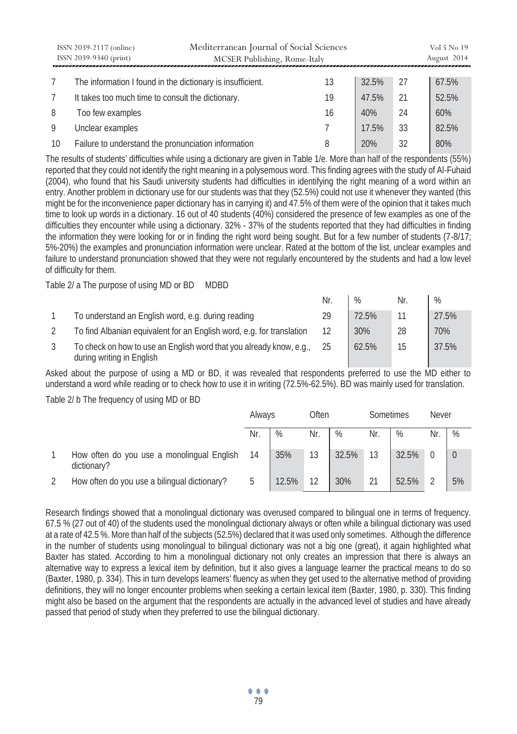| | | | | | |
|---|---|---|---|---|---|
| 7 | The information I found in the dictionary is insufficient. | 13 | 32.5% | 27 | 67.5% |
| 7 | It takes too much time to consult the dictionary. | 19 | 47.5% | 21 | 52.5% |
| 8 | Too few examples | 16 | 40% | 24 | 60% |
| 9 | Unclear examples | 7 | 17.5% | 33 | 82.5% |
| 10 | Failure to understand the pronunciation information | 8 | 20% | 32 | 80% |

The results of students' difficulties while using a dictionary are given in Table 1/e. More than half of the respondents (55%) reported that they could not identify the right meaning in a polysemous word. This finding agrees with the study of Al-Fuhaid (2004), who found that his Saudi university students had difficulties in identifying the right meaning of a word within an entry. Another problem in dictionary use for our students was that they (52.5%) could not use it whenever they wanted (this might be for the inconvenience paper dictionary has in carrying it) and 47.5% of them were of the opinion that it takes much time to look up words in a dictionary. 16 out of 40 students (40%) considered the presence of few examples as one of the difficulties they encounter while using a dictionary. 32% - 37% of the students reported that they had difficulties in finding the information they were looking for or in finding the right word being sought. But for a few number of students (7-8/17; 5%-20%) the examples and pronunciation information were unclear. Rated at the bottom of the list, unclear examples and failure to understand pronunciation showed that they were not regularly encountered by the students and had a low level of difficulty for them.

Table 2/ a The purpose of using MD or BD MDBD

| | | Nr. | % | Nr. | % |
|---|---|---|---|---|---|
| 1 | To understand an English word, e.g. during reading | 29 | 72.5% | 11 | 27.5% |
| 2 | To find Albanian equivalent for an English word, e.g. for translation | 12 | 30% | 28 | 70% |
| 3 | To check on how to use an English word that you already know, e.g., during writing in English | 25 | 62.5% | 15 | 37.5% |

Asked about the purpose of using a MD or BD, it was revealed that respondents preferred to use the MD either to understand a word while reading or to check how to use it in writing (72.5%-62.5%). BD was mainly used for translation.

Table 2/ b The frequency of using MD or BD

| | | Always | | Often | | Sometimes | | Never | |
|---|---|---|---|---|---|---|---|---|---|
| | | Nr. | % | Nr. | % | Nr. | % | Nr. | % |
| 1 | How often do you use a monolingual English dictionary? | 14 | 35% | 13 | 32.5% | 13 | 32.5% | 0 | 0 |
| 2 | How often do you use a bilingual dictionary? | 5 | 12.5% | 12 | 30% | 21 | 52.5% | 2 | 5% |

Research findings showed that a monolingual dictionary was overused compared to bilingual one in terms of frequency. 67.5 % (27 out of 40) of the students used the monolingual dictionary always or often while a bilingual dictionary was used at a rate of 42.5 %. More than half of the subjects (52.5%) declared that it was used only sometimes. Although the difference in the number of students using monolingual to bilingual dictionary was not a big one (great), it again highlighted what Baxter has stated. According to him a monolingual dictionary not only creates an impression that there is always an alternative way to express a lexical item by definition, but it also gives a language learner the practical means to do so (Baxter, 1980, p. 334). This in turn develops learners' fluency as when they get used to the alternative method of providing definitions, they will no longer encounter problems when seeking a certain lexical item (Baxter, 1980, p. 330). This finding might also be based on the argument that the respondents are actually in the advanced level of studies and have already passed that period of study when they preferred to use the bilingual dictionary.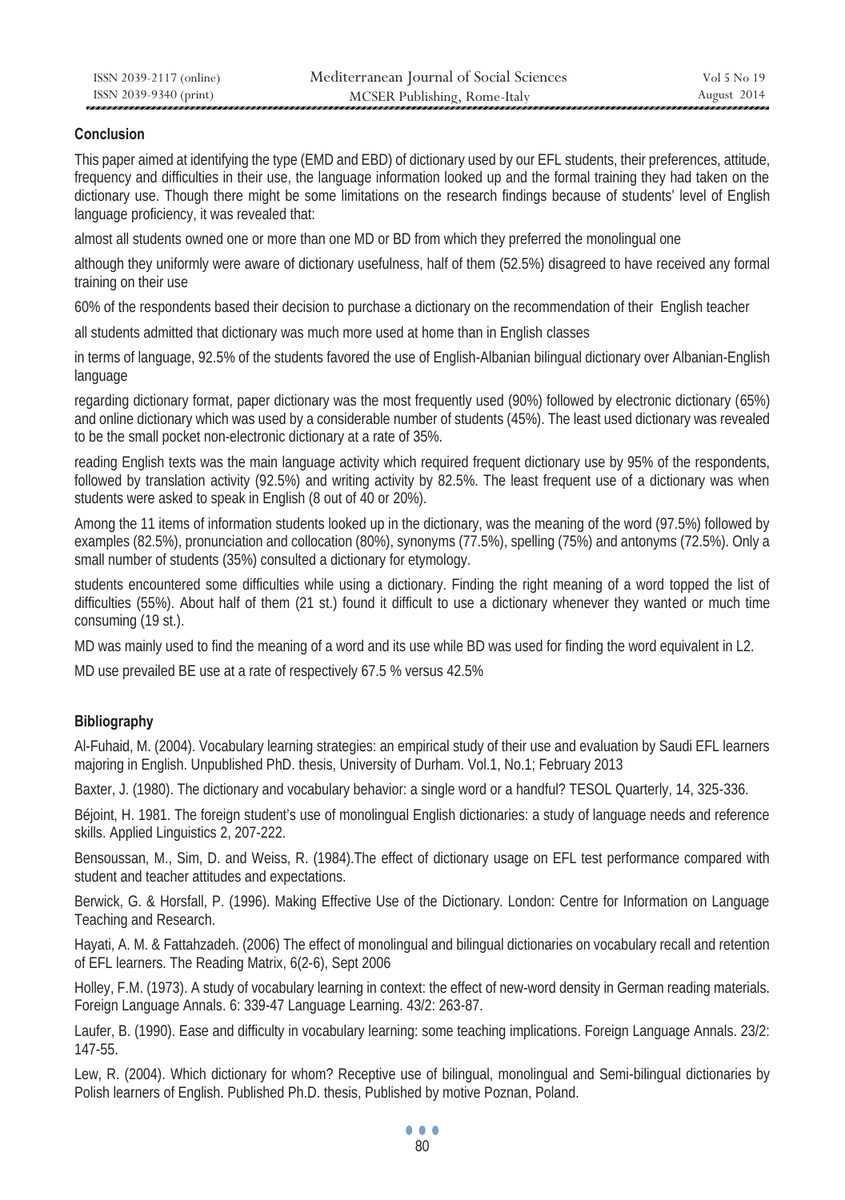## Conclusion

This paper aimed at identifying the type (EMD and EBD) of dictionary used by our EFL students, their preferences, attitude, frequency and difficulties in their use, the language information looked up and the formal training they had taken on the dictionary use. Though there might be some limitations on the research findings because of students' level of English language proficiency, it was revealed that:

almost all students owned one or more than one MD or BD from which they preferred the monolingual one

although they uniformly were aware of dictionary usefulness, half of them (52.5%) disagreed to have received any formal training on their use

60% of the respondents based their decision to purchase a dictionary on the recommendation of their English teacher

all students admitted that dictionary was much more used at home than in English classes

in terms of language, 92.5% of the students favored the use of English-Albanian bilingual dictionary over Albanian-English language

regarding dictionary format, paper dictionary was the most frequently used (90%) followed by electronic dictionary (65%) and online dictionary which was used by a considerable number of students (45%). The least used dictionary was revealed to be the small pocket non-electronic dictionary at a rate of 35%.

reading English texts was the main language activity which required frequent dictionary use by 95% of the respondents, followed by translation activity (92.5%) and writing activity by 82.5%. The least frequent use of a dictionary was when students were asked to speak in English (8 out of 40 or 20%).

Among the 11 items of information students looked up in the dictionary, was the meaning of the word (97.5%) followed by examples (82.5%), pronunciation and collocation (80%), synonyms (77.5%), spelling (75%) and antonyms (72.5%). Only a small number of students (35%) consulted a dictionary for etymology.

students encountered some difficulties while using a dictionary. Finding the right meaning of a word topped the list of difficulties (55%). About half of them (21 st.) found it difficult to use a dictionary whenever they wanted or much time consuming (19 st.).

MD was mainly used to find the meaning of a word and its use while BD was used for finding the word equivalent in L2.

MD use prevailed BE use at a rate of respectively 67.5 % versus 42.5%

## Bibliography

Al-Fuhaid, M. (2004). Vocabulary learning strategies: an empirical study of their use and evaluation by Saudi EFL learners majoring in English. Unpublished PhD. thesis, University of Durham. Vol.1, No.1; February 2013

Baxter, J. (1980). The dictionary and vocabulary behavior: a single word or a handful? TESOL Quarterly, 14, 325-336.

Béjoint, H. 1981. The foreign student's use of monolingual English dictionaries: a study of language needs and reference skills. Applied Linguistics 2, 207-222.

Bensoussan, M., Sim, D. and Weiss, R. (1984).The effect of dictionary usage on EFL test performance compared with student and teacher attitudes and expectations.

Berwick, G. & Horsfall, P. (1996). Making Effective Use of the Dictionary. London: Centre for Information on Language Teaching and Research.

Hayati, A. M. & Fattahzadeh. (2006) The effect of monolingual and bilingual dictionaries on vocabulary recall and retention of EFL learners. The Reading Matrix, 6(2-6), Sept 2006

Holley, F.M. (1973). A study of vocabulary learning in context: the effect of new-word density in German reading materials. Foreign Language Annals. 6: 339-47 Language Learning. 43/2: 263-87.

Laufer, B. (1990). Ease and difficulty in vocabulary learning: some teaching implications. Foreign Language Annals. 23/2: 147-55.

Lew, R. (2004). Which dictionary for whom? Receptive use of bilingual, monolingual and Semi-bilingual dictionaries by Polish learners of English. Published Ph.D. thesis, Published by motive Poznan, Poland.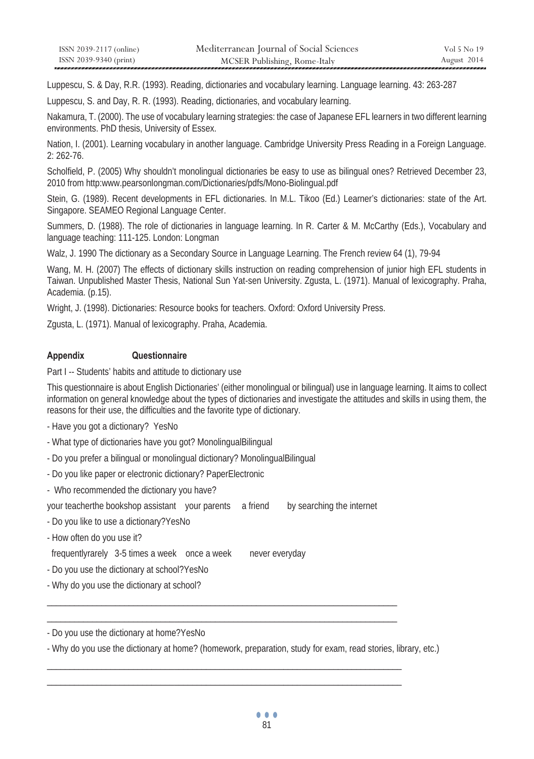Luppescu, S. & Day, R.R. (1993). Reading, dictionaries and vocabulary learning. Language learning. 43: 263-287

Luppescu, S. and Day, R. R. (1993). Reading, dictionaries, and vocabulary learning.

Nakamura, T. (2000). The use of vocabulary learning strategies: the case of Japanese EFL learners in two different learning environments. PhD thesis, University of Essex.

Nation, I. (2001). Learning vocabulary in another language. Cambridge University Press Reading in a Foreign Language. 2: 262-76.

Scholfield, P. (2005) Why shouldn't monolingual dictionaries be easy to use as bilingual ones? Retrieved December 23, 2010 from http:www.pearsonlongman.com/Dictionaries/pdfs/Mono-Biolingual.pdf

Stein, G. (1989). Recent developments in EFL dictionaries. In M.L. Tikoo (Ed.) Learner's dictionaries: state of the Art. Singapore. SEAMEO Regional Language Center.

Summers, D. (1988). The role of dictionaries in language learning. In R. Carter & M. McCarthy (Eds.), Vocabulary and language teaching: 111-125. London: Longman

Walz, J. 1990 The dictionary as a Secondary Source in Language Learning. The French review 64 (1), 79-94

Wang, M. H. (2007) The effects of dictionary skills instruction on reading comprehension of junior high EFL students in Taiwan. Unpublished Master Thesis, National Sun Yat-sen University. Zgusta, L. (1971). Manual of lexicography. Praha, Academia. (p.15).

Wright, J. (1998). Dictionaries: Resource books for teachers. Oxford: Oxford University Press.

Zgusta, L. (1971). Manual of lexicography. Praha, Academia.

## Appendix Questionnaire

Part I -- Students' habits and attitude to dictionary use

This questionnaire is about English Dictionaries' (either monolingual or bilingual) use in language learning. It aims to collect information on general knowledge about the types of dictionaries and investigate the attitudes and skills in using them, the reasons for their use, the difficulties and the favorite type of dictionary.

- Have you got a dictionary? YesNo
- What type of dictionaries have you got? MonolingualBilingual
- Do you prefer a bilingual or monolingual dictionary? MonolingualBilingual
- Do you like paper or electronic dictionary? PaperElectronic
- Who recommended the dictionary you have?

your teacherthe bookshop assistant your parents a friend by searching the internet

- Do you like to use a dictionary?YesNo
- How often do you use it?

frequentlyrarely 3-5 times a week once a week never everyday

- Do you use the dictionary at school?YesNo
- Why do you use the dictionary at school?

\_\_\_\_\_\_\_\_\_\_\_\_\_\_\_\_\_\_\_\_\_\_\_\_\_\_\_\_\_\_\_\_\_\_\_\_\_\_\_\_\_\_\_\_\_\_\_\_\_\_\_\_\_\_\_\_\_\_\_\_\_\_\_\_\_\_\_\_\_\_\_\_\_\_\_\_

\_\_\_\_\_\_\_\_\_\_\_\_\_\_\_\_\_\_\_\_\_\_\_\_\_\_\_\_\_\_\_\_\_\_\_\_\_\_\_\_\_\_\_\_\_\_\_\_\_\_\_\_\_\_\_\_\_\_\_\_\_\_\_\_\_\_\_\_\_\_\_\_\_\_\_\_

- Do you use the dictionary at home?YesNo
- Why do you use the dictionary at home? (homework, preparation, study for exam, read stories, library, etc.)

\_\_\_\_\_\_\_\_\_\_\_\_\_\_\_\_\_\_\_\_\_\_\_\_\_\_\_\_\_\_\_\_\_\_\_\_\_\_\_\_\_\_\_\_\_\_\_\_\_\_\_\_\_\_\_\_\_\_\_\_\_\_\_\_\_\_\_\_\_\_\_\_\_\_\_\_

\_\_\_\_\_\_\_\_\_\_\_\_\_\_\_\_\_\_\_\_\_\_\_\_\_\_\_\_\_\_\_\_\_\_\_\_\_\_\_\_\_\_\_\_\_\_\_\_\_\_\_\_\_\_\_\_\_\_\_\_\_\_\_\_\_\_\_\_\_\_\_\_\_\_\_\_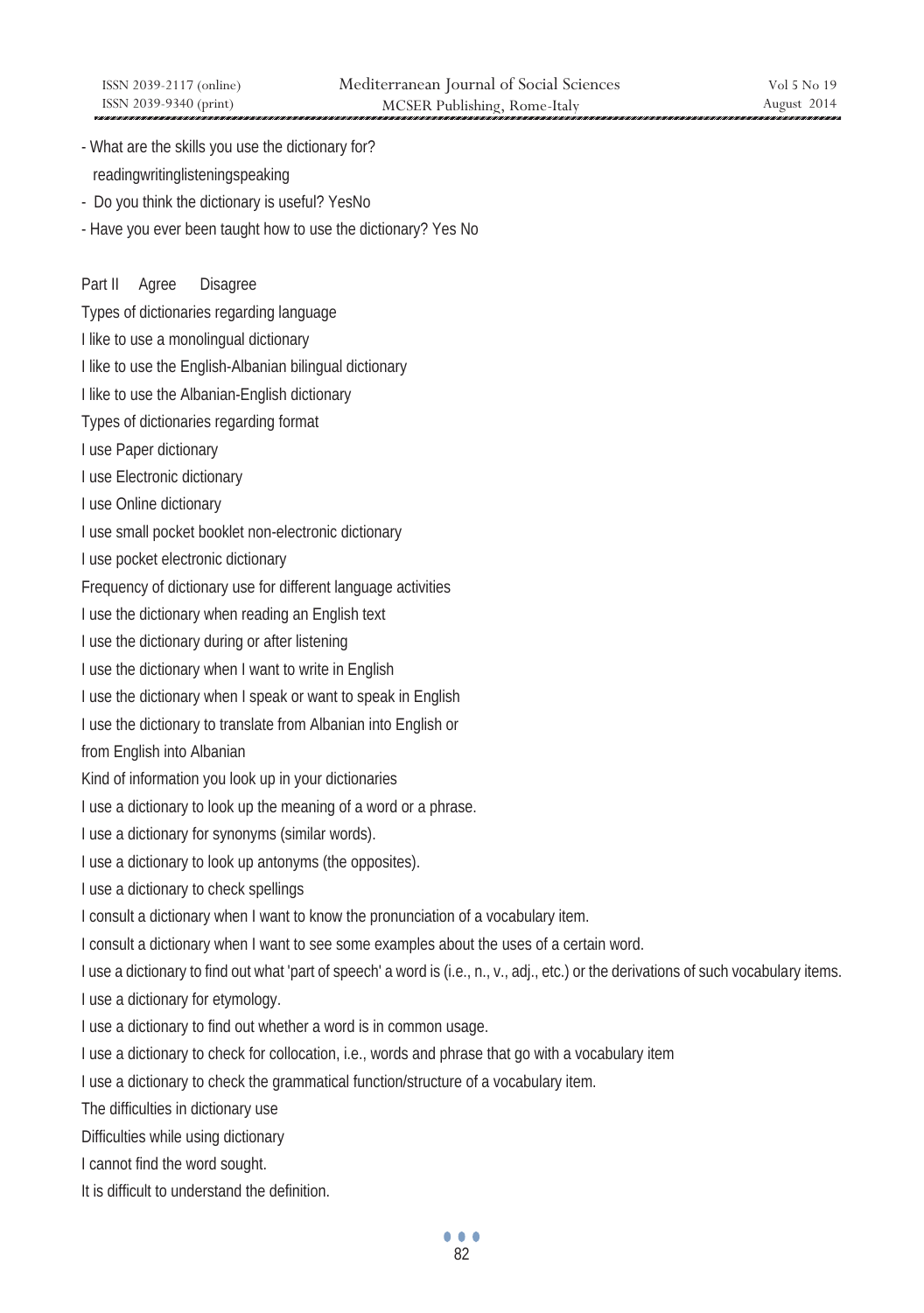- What are the skills you use the dictionary for?

  readingwritinglisteningspeaking

- Do you think the dictionary is useful? YesNo

- Have you ever been taught how to use the dictionary? Yes No

Part II Agree Disagree

Types of dictionaries regarding language

I like to use a monolingual dictionary

I like to use the English-Albanian bilingual dictionary

I like to use the Albanian-English dictionary

Types of dictionaries regarding format

I use Paper dictionary

I use Electronic dictionary

I use Online dictionary

I use small pocket booklet non-electronic dictionary

I use pocket electronic dictionary

Frequency of dictionary use for different language activities

I use the dictionary when reading an English text

I use the dictionary during or after listening

I use the dictionary when I want to write in English

I use the dictionary when I speak or want to speak in English

I use the dictionary to translate from Albanian into English or

from English into Albanian

Kind of information you look up in your dictionaries

I use a dictionary to look up the meaning of a word or a phrase.

I use a dictionary for synonyms (similar words).

I use a dictionary to look up antonyms (the opposites).

I use a dictionary to check spellings

I consult a dictionary when I want to know the pronunciation of a vocabulary item.

I consult a dictionary when I want to see some examples about the uses of a certain word.

I use a dictionary to find out what 'part of speech' a word is (i.e., n., v., adj., etc.) or the derivations of such vocabulary items.

I use a dictionary for etymology.

I use a dictionary to find out whether a word is in common usage.

I use a dictionary to check for collocation, i.e., words and phrase that go with a vocabulary item

I use a dictionary to check the grammatical function/structure of a vocabulary item.

The difficulties in dictionary use

Difficulties while using dictionary

I cannot find the word sought.

It is difficult to understand the definition.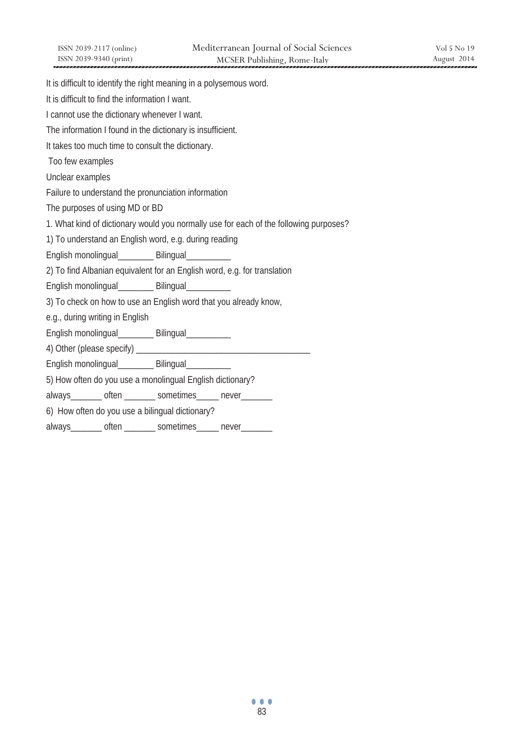It is difficult to identify the right meaning in a polysemous word.

It is difficult to find the information I want.

I cannot use the dictionary whenever I want.

The information I found in the dictionary is insufficient.

It takes too much time to consult the dictionary.

Too few examples

Unclear examples

Failure to understand the pronunciation information

The purposes of using MD or BD

1. What kind of dictionary would you normally use for each of the following purposes?

1) To understand an English word, e.g. during reading

English monolingual________ Bilingual__________

2) To find Albanian equivalent for an English word, e.g. for translation

English monolingual________ Bilingual__________

3) To check on how to use an English word that you already know,

e.g., during writing in English

English monolingual________ Bilingual__________

4) Other (please specify) ______________________________________

English monolingual________ Bilingual__________

5) How often do you use a monolingual English dictionary?

always_______ often _______ sometimes_____ never_______

6) How often do you use a bilingual dictionary?

always_______ often _______ sometimes_____ never_______